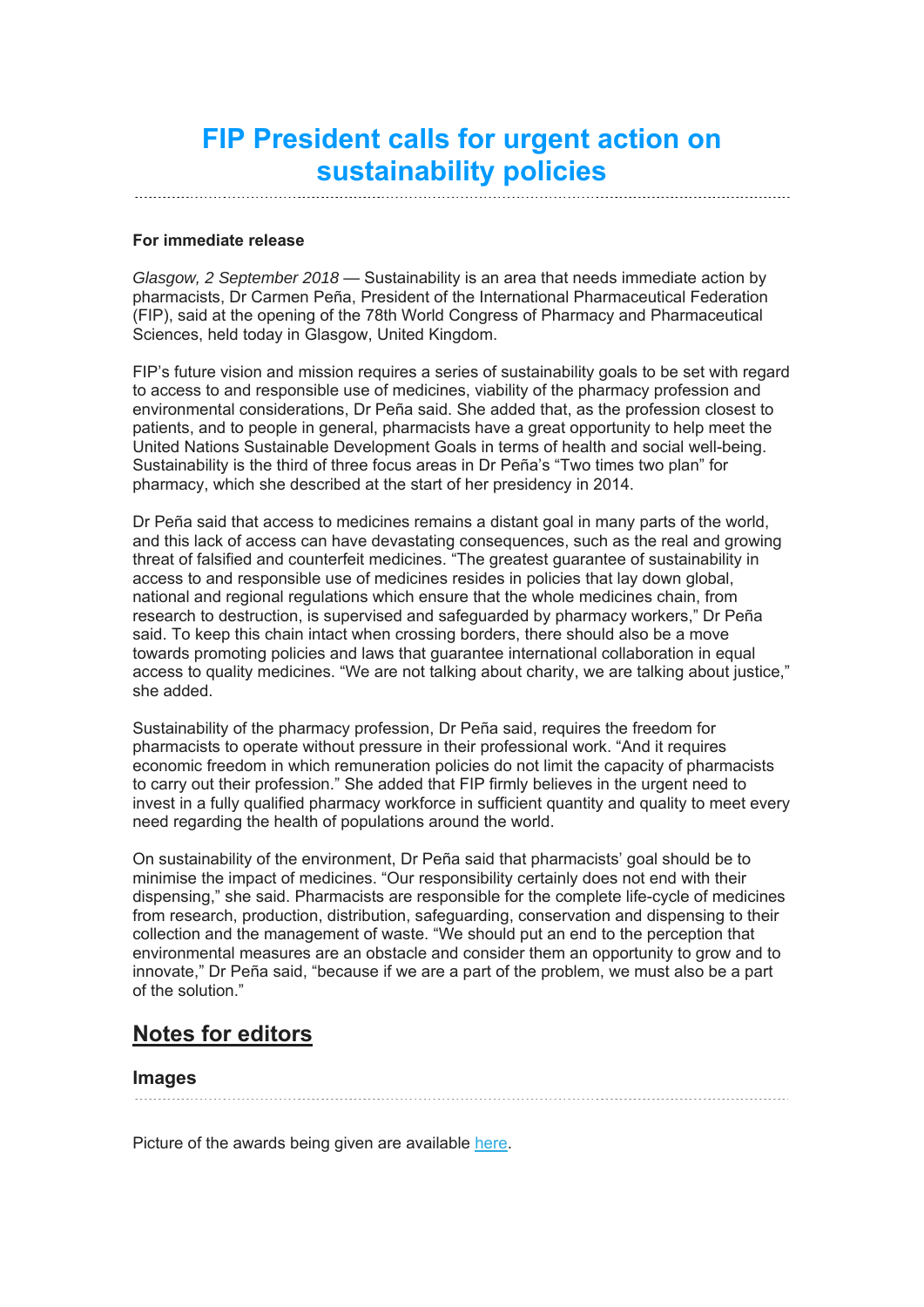# FIP President calls for urgent action on sustainability policies

**For immediate release**

*Glasgow, 2 September 2018* — Sustainability is an area that needs immediate action by pharmacists, Dr Carmen Peña, President of the International Pharmaceutical Federation (FIP), said at the opening of the 78th World Congress of Pharmacy and Pharmaceutical Sciences, held today in Glasgow, United Kingdom.

FIP's future vision and mission requires a series of sustainability goals to be set with regard to access to and responsible use of medicines, viability of the pharmacy profession and environmental considerations, Dr Peña said. She added that, as the profession closest to patients, and to people in general, pharmacists have a great opportunity to help meet the United Nations Sustainable Development Goals in terms of health and social well-being. Sustainability is the third of three focus areas in Dr Peña's "Two times two plan" for pharmacy, which she described at the start of her presidency in 2014.

Dr Peña said that access to medicines remains a distant goal in many parts of the world, and this lack of access can have devastating consequences, such as the real and growing threat of falsified and counterfeit medicines. "The greatest guarantee of sustainability in access to and responsible use of medicines resides in policies that lay down global, national and regional regulations which ensure that the whole medicines chain, from research to destruction, is supervised and safeguarded by pharmacy workers," Dr Peña said. To keep this chain intact when crossing borders, there should also be a move towards promoting policies and laws that guarantee international collaboration in equal access to quality medicines. "We are not talking about charity, we are talking about justice," she added.

Sustainability of the pharmacy profession, Dr Peña said, requires the freedom for pharmacists to operate without pressure in their professional work. "And it requires economic freedom in which remuneration policies do not limit the capacity of pharmacists to carry out their profession." She added that FIP firmly believes in the urgent need to invest in a fully qualified pharmacy workforce in sufficient quantity and quality to meet every need regarding the health of populations around the world.

On sustainability of the environment, Dr Peña said that pharmacists' goal should be to minimise the impact of medicines. "Our responsibility certainly does not end with their dispensing," she said. Pharmacists are responsible for the complete life-cycle of medicines from research, production, distribution, safeguarding, conservation and dispensing to their collection and the management of waste. "We should put an end to the perception that environmental measures are an obstacle and consider them an opportunity to grow and to innovate," Dr Peña said, "because if we are a part of the problem, we must also be a part of the solution."

## Notes for editors

### Images

Picture of the awards being given are available here.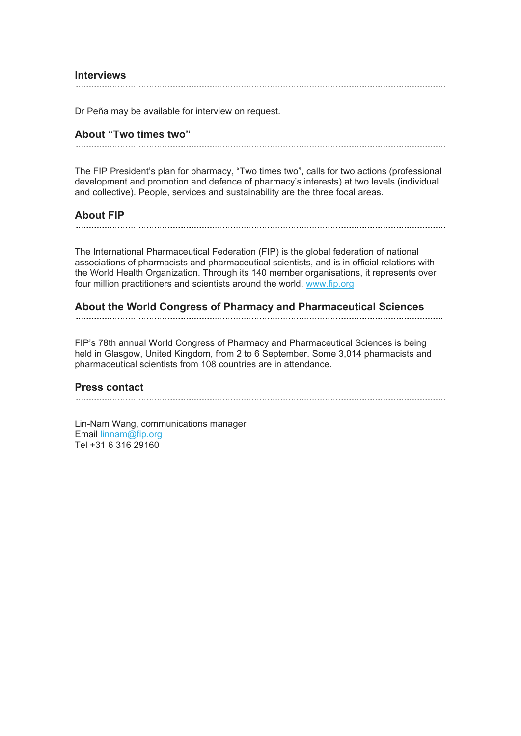## Interviews

Dr Peña may be available for interview on request.

## About "Two times two"

The FIP President's plan for pharmacy, "Two times two", calls for two actions (professional development and promotion and defence of pharmacy's interests) at two levels (individual and collective). People, services and sustainability are the three focal areas.

## About FIP

The International Pharmaceutical Federation (FIP) is the global federation of national associations of pharmacists and pharmaceutical scientists, and is in official relations with the World Health Organization. Through its 140 member organisations, it represents over four million practitioners and scientists around the world. www.fip.org

## About the World Congress of Pharmacy and Pharmaceutical Sciences

FIP's 78th annual World Congress of Pharmacy and Pharmaceutical Sciences is being held in Glasgow, United Kingdom, from 2 to 6 September. Some 3,014 pharmacists and pharmaceutical scientists from 108 countries are in attendance.

## Press contact

Lin-Nam Wang, communications manager
Email linnam@fip.org
Tel +31 6 316 29160